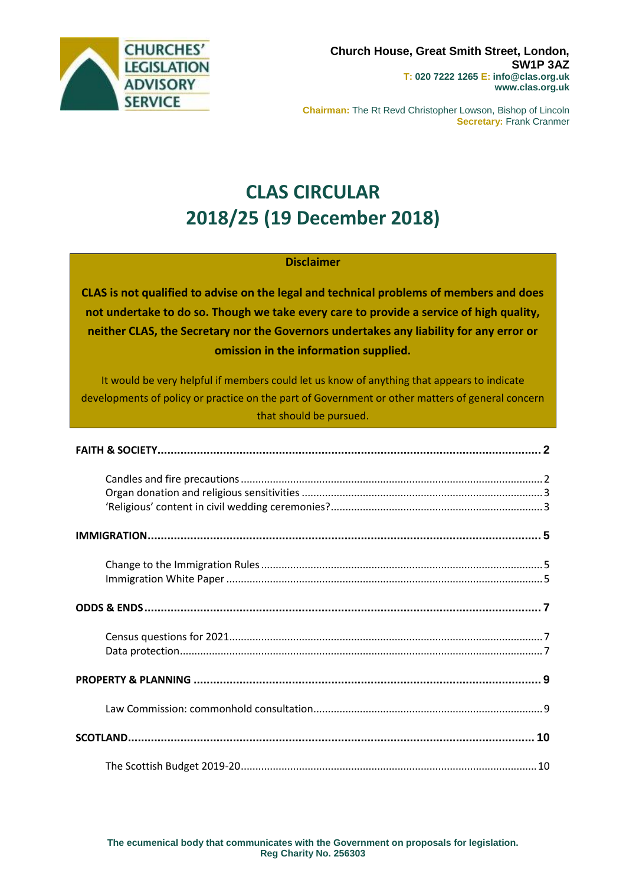CHURCHES' LEGISLATION ADVISORY SERVICE

**Church House, Great Smith Street, London, SW1P 3AZ**
**T: 020 7222 1265 E: info@clas.org.uk**
**www.clas.org.uk**

**Chairman:** The Rt Revd Christopher Lowson, Bishop of Lincoln
**Secretary:** Frank Cranmer

# CLAS CIRCULAR 2018/25 (19 December 2018)

**Disclaimer**

**CLAS is not qualified to advise on the legal and technical problems of members and does not undertake to do so. Though we take every care to provide a service of high quality, neither CLAS, the Secretary nor the Governors undertakes any liability for any error or omission in the information supplied.**

It would be very helpful if members could let us know of anything that appears to indicate developments of policy or practice on the part of Government or other matters of general concern that should be pursued.

**FAITH & SOCIETY** .......... 2

- Candles and fire precautions .......... 2
- Organ donation and religious sensitivities .......... 3
- 'Religious' content in civil wedding ceremonies? .......... 3

**IMMIGRATION** .......... 5

- Change to the Immigration Rules .......... 5
- Immigration White Paper .......... 5

**ODDS & ENDS** .......... 7

- Census questions for 2021 .......... 7
- Data protection .......... 7

**PROPERTY & PLANNING** .......... 9

- Law Commission: commonhold consultation .......... 9

**SCOTLAND** .......... 10

- The Scottish Budget 2019-20 .......... 10

**The ecumenical body that communicates with the Government on proposals for legislation.**
**Reg Charity No. 256303**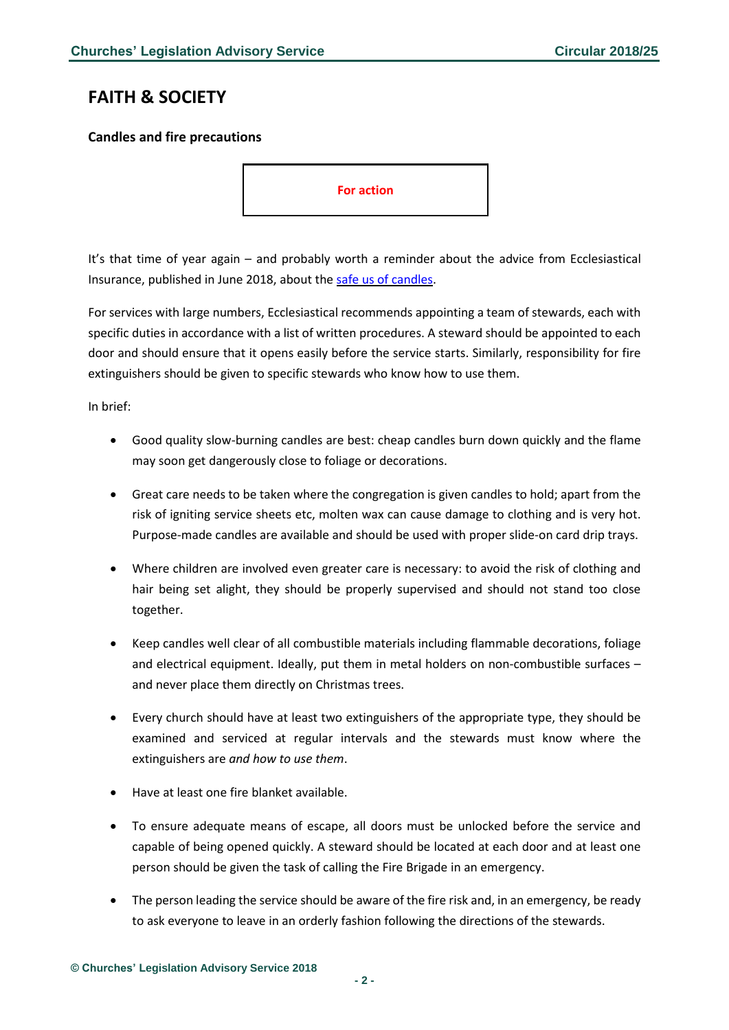# FAITH & SOCIETY

### Candles and fire precautions

**For action**

It's that time of year again – and probably worth a reminder about the advice from Ecclesiastical Insurance, published in June 2018, about the safe us of candles.

For services with large numbers, Ecclesiastical recommends appointing a team of stewards, each with specific duties in accordance with a list of written procedures. A steward should be appointed to each door and should ensure that it opens easily before the service starts. Similarly, responsibility for fire extinguishers should be given to specific stewards who know how to use them.

In brief:

- Good quality slow-burning candles are best: cheap candles burn down quickly and the flame may soon get dangerously close to foliage or decorations.
- Great care needs to be taken where the congregation is given candles to hold; apart from the risk of igniting service sheets etc, molten wax can cause damage to clothing and is very hot. Purpose-made candles are available and should be used with proper slide-on card drip trays.
- Where children are involved even greater care is necessary: to avoid the risk of clothing and hair being set alight, they should be properly supervised and should not stand too close together.
- Keep candles well clear of all combustible materials including flammable decorations, foliage and electrical equipment. Ideally, put them in metal holders on non-combustible surfaces – and never place them directly on Christmas trees.
- Every church should have at least two extinguishers of the appropriate type, they should be examined and serviced at regular intervals and the stewards must know where the extinguishers are *and how to use them*.
- Have at least one fire blanket available.
- To ensure adequate means of escape, all doors must be unlocked before the service and capable of being opened quickly. A steward should be located at each door and at least one person should be given the task of calling the Fire Brigade in an emergency.
- The person leading the service should be aware of the fire risk and, in an emergency, be ready to ask everyone to leave in an orderly fashion following the directions of the stewards.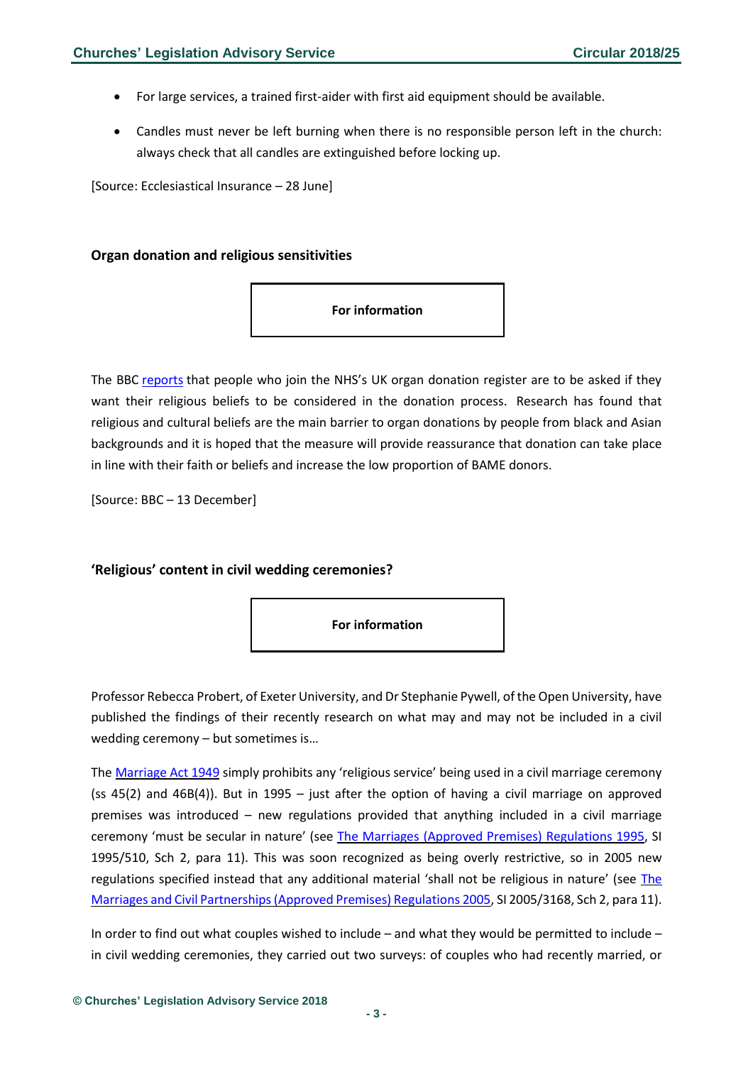- For large services, a trained first-aider with first aid equipment should be available.
- Candles must never be left burning when there is no responsible person left in the church: always check that all candles are extinguished before locking up.

[Source: Ecclesiastical Insurance – 28 June]

### Organ donation and religious sensitivities

**For information**

The BBC reports that people who join the NHS's UK organ donation register are to be asked if they want their religious beliefs to be considered in the donation process. Research has found that religious and cultural beliefs are the main barrier to organ donations by people from black and Asian backgrounds and it is hoped that the measure will provide reassurance that donation can take place in line with their faith or beliefs and increase the low proportion of BAME donors.

[Source: BBC – 13 December]

### 'Religious' content in civil wedding ceremonies?

**For information**

Professor Rebecca Probert, of Exeter University, and Dr Stephanie Pywell, of the Open University, have published the findings of their recently research on what may and may not be included in a civil wedding ceremony – but sometimes is…

The Marriage Act 1949 simply prohibits any 'religious service' being used in a civil marriage ceremony (ss 45(2) and 46B(4)). But in 1995 – just after the option of having a civil marriage on approved premises was introduced – new regulations provided that anything included in a civil marriage ceremony 'must be secular in nature' (see The Marriages (Approved Premises) Regulations 1995, SI 1995/510, Sch 2, para 11). This was soon recognized as being overly restrictive, so in 2005 new regulations specified instead that any additional material 'shall not be religious in nature' (see The Marriages and Civil Partnerships (Approved Premises) Regulations 2005, SI 2005/3168, Sch 2, para 11).

In order to find out what couples wished to include – and what they would be permitted to include – in civil wedding ceremonies, they carried out two surveys: of couples who had recently married, or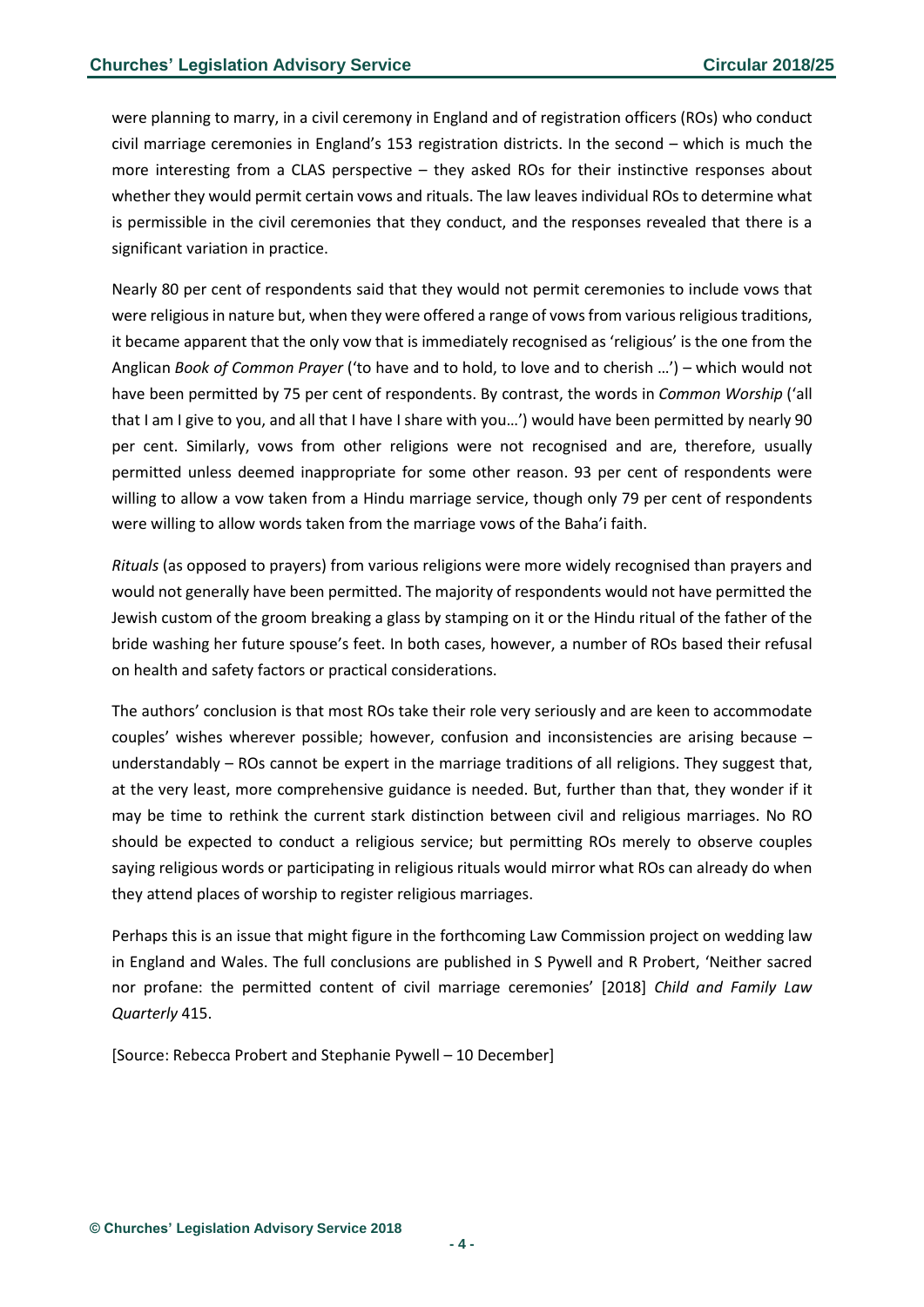were planning to marry, in a civil ceremony in England and of registration officers (ROs) who conduct civil marriage ceremonies in England's 153 registration districts. In the second – which is much the more interesting from a CLAS perspective – they asked ROs for their instinctive responses about whether they would permit certain vows and rituals. The law leaves individual ROs to determine what is permissible in the civil ceremonies that they conduct, and the responses revealed that there is a significant variation in practice.

Nearly 80 per cent of respondents said that they would not permit ceremonies to include vows that were religious in nature but, when they were offered a range of vows from various religious traditions, it became apparent that the only vow that is immediately recognised as 'religious' is the one from the Anglican *Book of Common Prayer* ('to have and to hold, to love and to cherish …') – which would not have been permitted by 75 per cent of respondents. By contrast, the words in *Common Worship* ('all that I am I give to you, and all that I have I share with you…') would have been permitted by nearly 90 per cent. Similarly, vows from other religions were not recognised and are, therefore, usually permitted unless deemed inappropriate for some other reason. 93 per cent of respondents were willing to allow a vow taken from a Hindu marriage service, though only 79 per cent of respondents were willing to allow words taken from the marriage vows of the Baha'i faith.

*Rituals* (as opposed to prayers) from various religions were more widely recognised than prayers and would not generally have been permitted. The majority of respondents would not have permitted the Jewish custom of the groom breaking a glass by stamping on it or the Hindu ritual of the father of the bride washing her future spouse's feet. In both cases, however, a number of ROs based their refusal on health and safety factors or practical considerations.

The authors' conclusion is that most ROs take their role very seriously and are keen to accommodate couples' wishes wherever possible; however, confusion and inconsistencies are arising because – understandably – ROs cannot be expert in the marriage traditions of all religions. They suggest that, at the very least, more comprehensive guidance is needed. But, further than that, they wonder if it may be time to rethink the current stark distinction between civil and religious marriages. No RO should be expected to conduct a religious service; but permitting ROs merely to observe couples saying religious words or participating in religious rituals would mirror what ROs can already do when they attend places of worship to register religious marriages.

Perhaps this is an issue that might figure in the forthcoming Law Commission project on wedding law in England and Wales. The full conclusions are published in S Pywell and R Probert, 'Neither sacred nor profane: the permitted content of civil marriage ceremonies' [2018] *Child and Family Law Quarterly* 415.

[Source: Rebecca Probert and Stephanie Pywell – 10 December]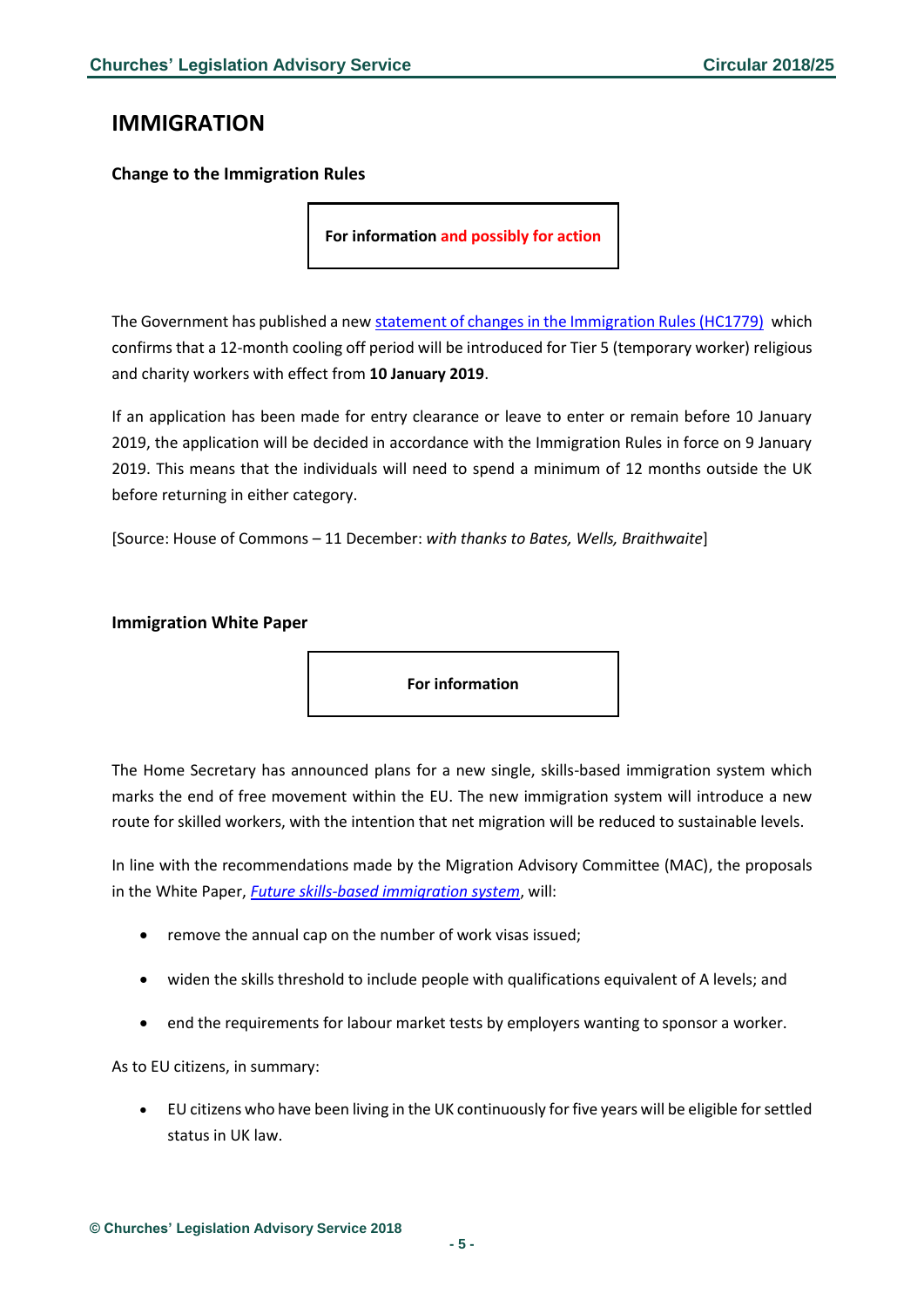## IMMIGRATION

### Change to the Immigration Rules

**For information and possibly for action**

The Government has published a new statement of changes in the Immigration Rules (HC1779) which confirms that a 12-month cooling off period will be introduced for Tier 5 (temporary worker) religious and charity workers with effect from **10 January 2019**.

If an application has been made for entry clearance or leave to enter or remain before 10 January 2019, the application will be decided in accordance with the Immigration Rules in force on 9 January 2019. This means that the individuals will need to spend a minimum of 12 months outside the UK before returning in either category.

[Source: House of Commons – 11 December: *with thanks to Bates, Wells, Braithwaite*]

### Immigration White Paper

**For information**

The Home Secretary has announced plans for a new single, skills-based immigration system which marks the end of free movement within the EU. The new immigration system will introduce a new route for skilled workers, with the intention that net migration will be reduced to sustainable levels.

In line with the recommendations made by the Migration Advisory Committee (MAC), the proposals in the White Paper, *Future skills-based immigration system*, will:

- remove the annual cap on the number of work visas issued;
- widen the skills threshold to include people with qualifications equivalent of A levels; and
- end the requirements for labour market tests by employers wanting to sponsor a worker.

As to EU citizens, in summary:

- EU citizens who have been living in the UK continuously for five years will be eligible for settled status in UK law.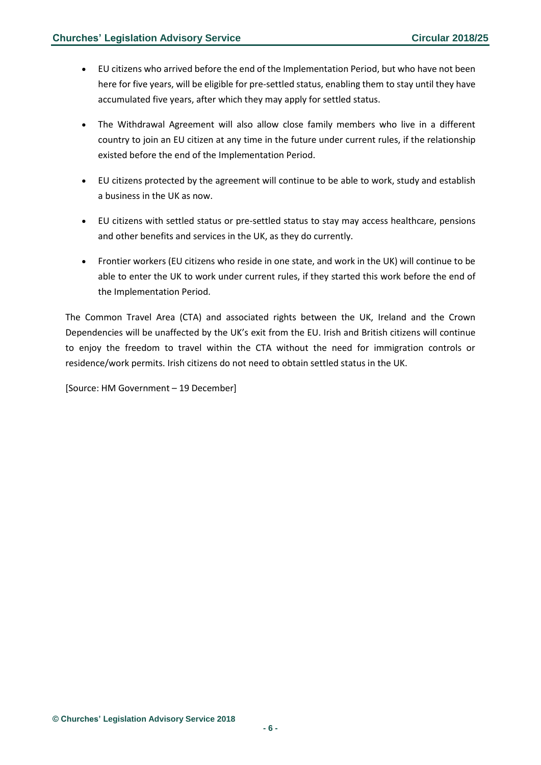- EU citizens who arrived before the end of the Implementation Period, but who have not been here for five years, will be eligible for pre-settled status, enabling them to stay until they have accumulated five years, after which they may apply for settled status.

- The Withdrawal Agreement will also allow close family members who live in a different country to join an EU citizen at any time in the future under current rules, if the relationship existed before the end of the Implementation Period.

- EU citizens protected by the agreement will continue to be able to work, study and establish a business in the UK as now.

- EU citizens with settled status or pre-settled status to stay may access healthcare, pensions and other benefits and services in the UK, as they do currently.

- Frontier workers (EU citizens who reside in one state, and work in the UK) will continue to be able to enter the UK to work under current rules, if they started this work before the end of the Implementation Period.

The Common Travel Area (CTA) and associated rights between the UK, Ireland and the Crown Dependencies will be unaffected by the UK's exit from the EU. Irish and British citizens will continue to enjoy the freedom to travel within the CTA without the need for immigration controls or residence/work permits. Irish citizens do not need to obtain settled status in the UK.

[Source: HM Government – 19 December]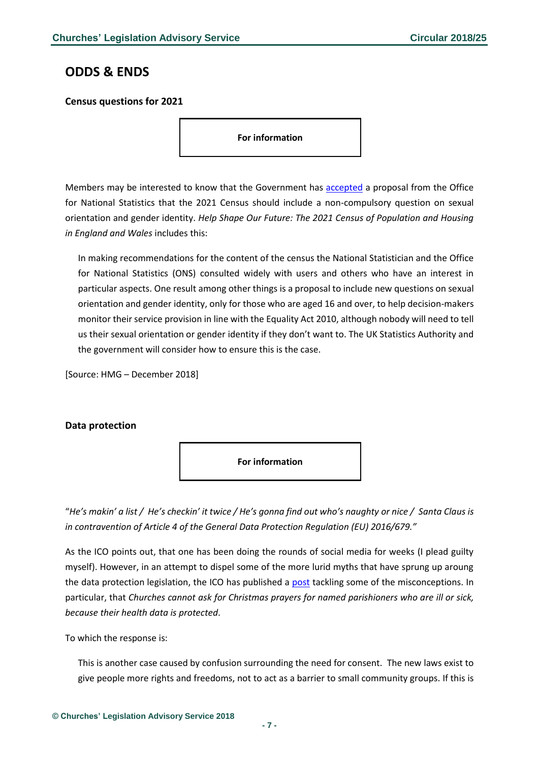## ODDS & ENDS

### Census questions for 2021

**For information**

Members may be interested to know that the Government has accepted a proposal from the Office for National Statistics that the 2021 Census should include a non-compulsory question on sexual orientation and gender identity. *Help Shape Our Future: The 2021 Census of Population and Housing in England and Wales* includes this:

> In making recommendations for the content of the census the National Statistician and the Office for National Statistics (ONS) consulted widely with users and others who have an interest in particular aspects. One result among other things is a proposal to include new questions on sexual orientation and gender identity, only for those who are aged 16 and over, to help decision-makers monitor their service provision in line with the Equality Act 2010, although nobody will need to tell us their sexual orientation or gender identity if they don't want to. The UK Statistics Authority and the government will consider how to ensure this is the case.

[Source: HMG – December 2018]

### Data protection

**For information**

"*He's makin' a list / He's checkin' it twice / He's gonna find out who's naughty or nice / Santa Claus is in contravention of Article 4 of the General Data Protection Regulation (EU) 2016/679."*

As the ICO points out, that one has been doing the rounds of social media for weeks (I plead guilty myself). However, in an attempt to dispel some of the more lurid myths that have sprung up aroung the data protection legislation, the ICO has published a post tackling some of the misconceptions. In particular, that *Churches cannot ask for Christmas prayers for named parishioners who are ill or sick, because their health data is protected*.

To which the response is:

> This is another case caused by confusion surrounding the need for consent. The new laws exist to give people more rights and freedoms, not to act as a barrier to small community groups. If this is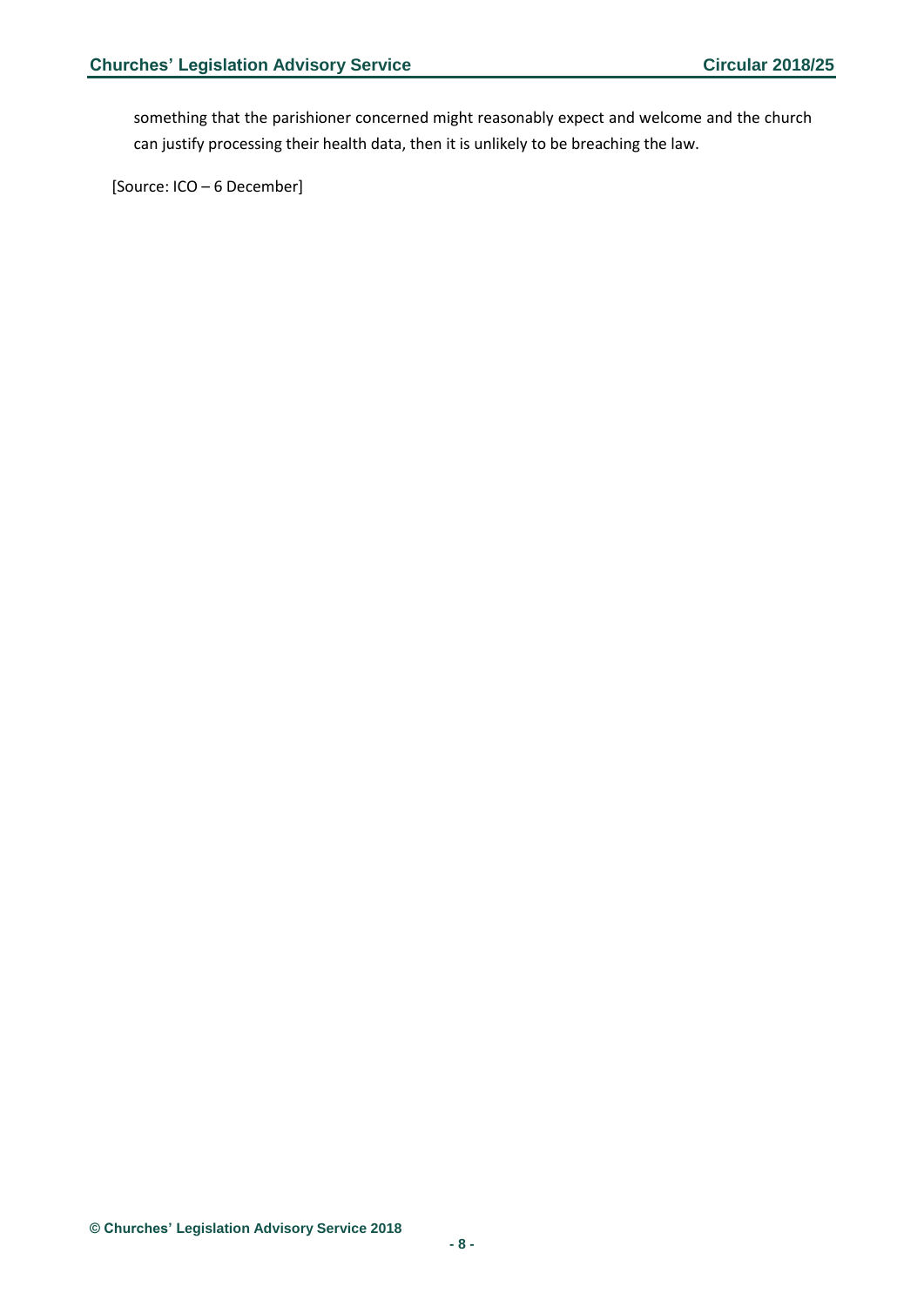something that the parishioner concerned might reasonably expect and welcome and the church can justify processing their health data, then it is unlikely to be breaching the law.

[Source: ICO – 6 December]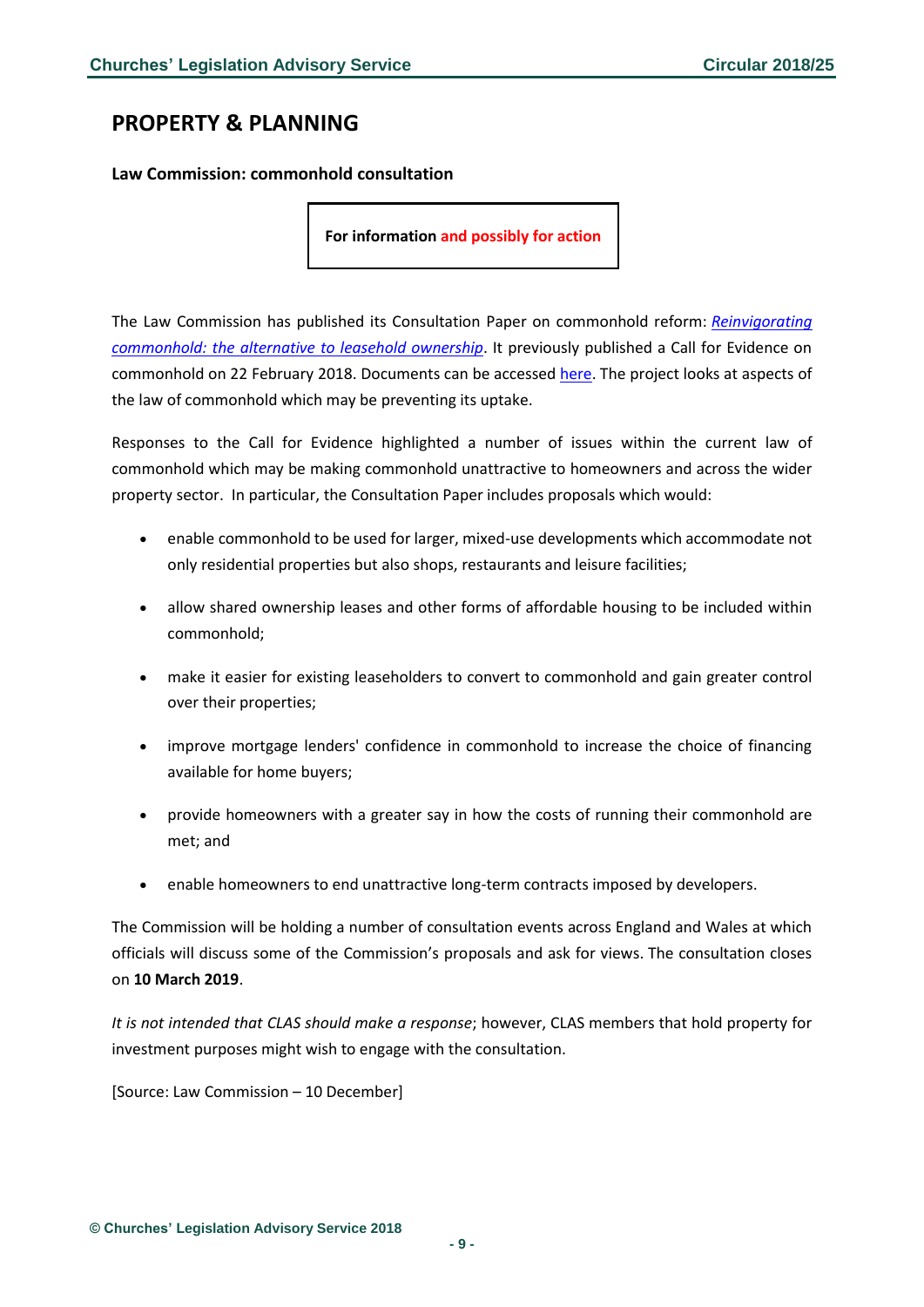## PROPERTY & PLANNING

### Law Commission: commonhold consultation

**For information and possibly for action**

The Law Commission has published its Consultation Paper on commonhold reform: *Reinvigorating commonhold: the alternative to leasehold ownership*. It previously published a Call for Evidence on commonhold on 22 February 2018. Documents can be accessed here. The project looks at aspects of the law of commonhold which may be preventing its uptake.

Responses to the Call for Evidence highlighted a number of issues within the current law of commonhold which may be making commonhold unattractive to homeowners and across the wider property sector. In particular, the Consultation Paper includes proposals which would:

- enable commonhold to be used for larger, mixed-use developments which accommodate not only residential properties but also shops, restaurants and leisure facilities;
- allow shared ownership leases and other forms of affordable housing to be included within commonhold;
- make it easier for existing leaseholders to convert to commonhold and gain greater control over their properties;
- improve mortgage lenders' confidence in commonhold to increase the choice of financing available for home buyers;
- provide homeowners with a greater say in how the costs of running their commonhold are met; and
- enable homeowners to end unattractive long-term contracts imposed by developers.

The Commission will be holding a number of consultation events across England and Wales at which officials will discuss some of the Commission's proposals and ask for views. The consultation closes on **10 March 2019**.

*It is not intended that CLAS should make a response*; however, CLAS members that hold property for investment purposes might wish to engage with the consultation.

[Source: Law Commission – 10 December]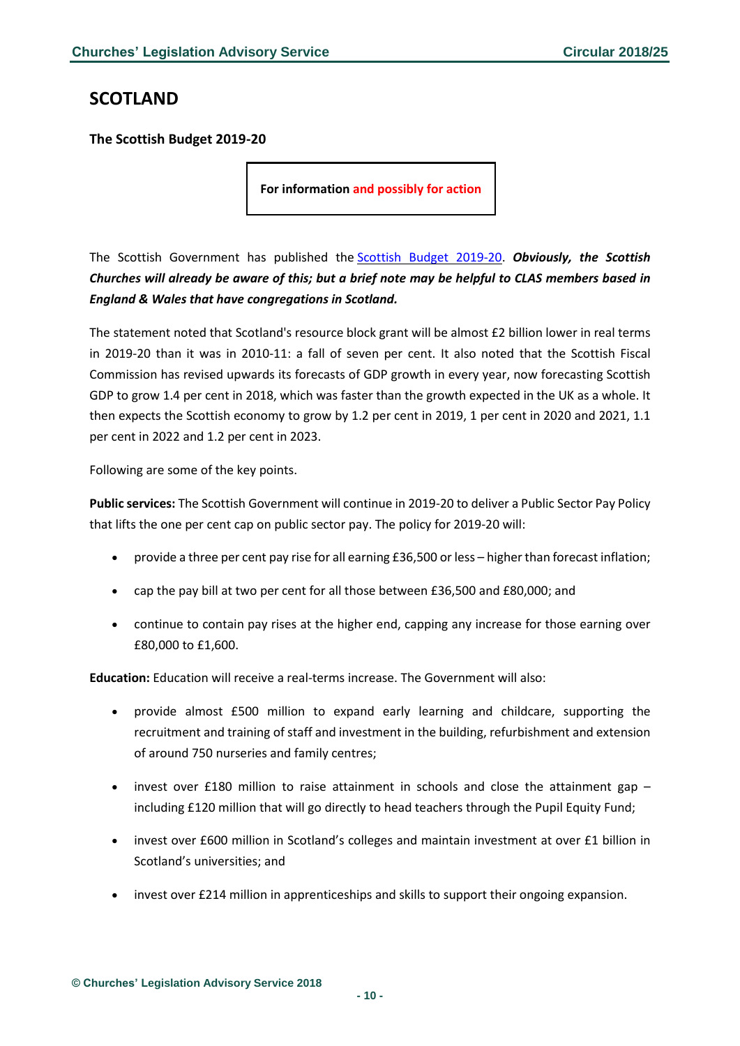## SCOTLAND

### The Scottish Budget 2019-20

**For information and possibly for action**

The Scottish Government has published the [Scottish Budget 2019-20](). ***Obviously, the Scottish Churches will already be aware of this; but a brief note may be helpful to CLAS members based in England & Wales that have congregations in Scotland.***

The statement noted that Scotland's resource block grant will be almost £2 billion lower in real terms in 2019-20 than it was in 2010-11: a fall of seven per cent. It also noted that the Scottish Fiscal Commission has revised upwards its forecasts of GDP growth in every year, now forecasting Scottish GDP to grow 1.4 per cent in 2018, which was faster than the growth expected in the UK as a whole. It then expects the Scottish economy to grow by 1.2 per cent in 2019, 1 per cent in 2020 and 2021, 1.1 per cent in 2022 and 1.2 per cent in 2023.

Following are some of the key points.

**Public services:** The Scottish Government will continue in 2019-20 to deliver a Public Sector Pay Policy that lifts the one per cent cap on public sector pay. The policy for 2019-20 will:

- provide a three per cent pay rise for all earning £36,500 or less – higher than forecast inflation;
- cap the pay bill at two per cent for all those between £36,500 and £80,000; and
- continue to contain pay rises at the higher end, capping any increase for those earning over £80,000 to £1,600.

**Education:** Education will receive a real-terms increase. The Government will also:

- provide almost £500 million to expand early learning and childcare, supporting the recruitment and training of staff and investment in the building, refurbishment and extension of around 750 nurseries and family centres;
- invest over £180 million to raise attainment in schools and close the attainment gap – including £120 million that will go directly to head teachers through the Pupil Equity Fund;
- invest over £600 million in Scotland's colleges and maintain investment at over £1 billion in Scotland's universities; and
- invest over £214 million in apprenticeships and skills to support their ongoing expansion.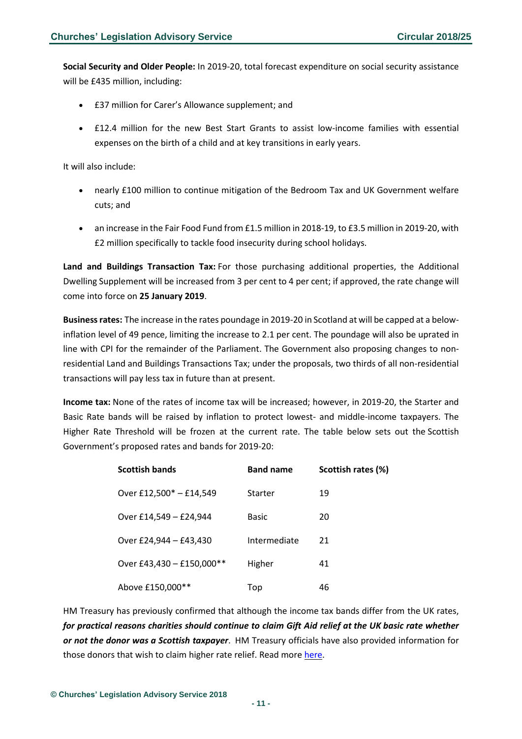**Social Security and Older People:** In 2019-20, total forecast expenditure on social security assistance will be £435 million, including:

- £37 million for Carer's Allowance supplement; and
- £12.4 million for the new Best Start Grants to assist low-income families with essential expenses on the birth of a child and at key transitions in early years.

It will also include:

- nearly £100 million to continue mitigation of the Bedroom Tax and UK Government welfare cuts; and
- an increase in the Fair Food Fund from £1.5 million in 2018-19, to £3.5 million in 2019-20, with £2 million specifically to tackle food insecurity during school holidays.

**Land and Buildings Transaction Tax:** For those purchasing additional properties, the Additional Dwelling Supplement will be increased from 3 per cent to 4 per cent; if approved, the rate change will come into force on **25 January 2019**.

**Business rates:** The increase in the rates poundage in 2019-20 in Scotland at will be capped at a below-inflation level of 49 pence, limiting the increase to 2.1 per cent. The poundage will also be uprated in line with CPI for the remainder of the Parliament. The Government also proposing changes to non-residential Land and Buildings Transactions Tax; under the proposals, two thirds of all non-residential transactions will pay less tax in future than at present.

**Income tax:** None of the rates of income tax will be increased; however, in 2019-20, the Starter and Basic Rate bands will be raised by inflation to protect lowest- and middle-income taxpayers. The Higher Rate Threshold will be frozen at the current rate. The table below sets out the Scottish Government's proposed rates and bands for 2019-20:

| Scottish bands | Band name | Scottish rates (%) |
|---|---|---|
| Over £12,500* – £14,549 | Starter | 19 |
| Over £14,549 – £24,944 | Basic | 20 |
| Over £24,944 – £43,430 | Intermediate | 21 |
| Over £43,430 – £150,000** | Higher | 41 |
| Above £150,000** | Top | 46 |

HM Treasury has previously confirmed that although the income tax bands differ from the UK rates, ***for practical reasons charities should continue to claim Gift Aid relief at the UK basic rate whether or not the donor was a Scottish taxpayer***. HM Treasury officials have also provided information for those donors that wish to claim higher rate relief. Read more here.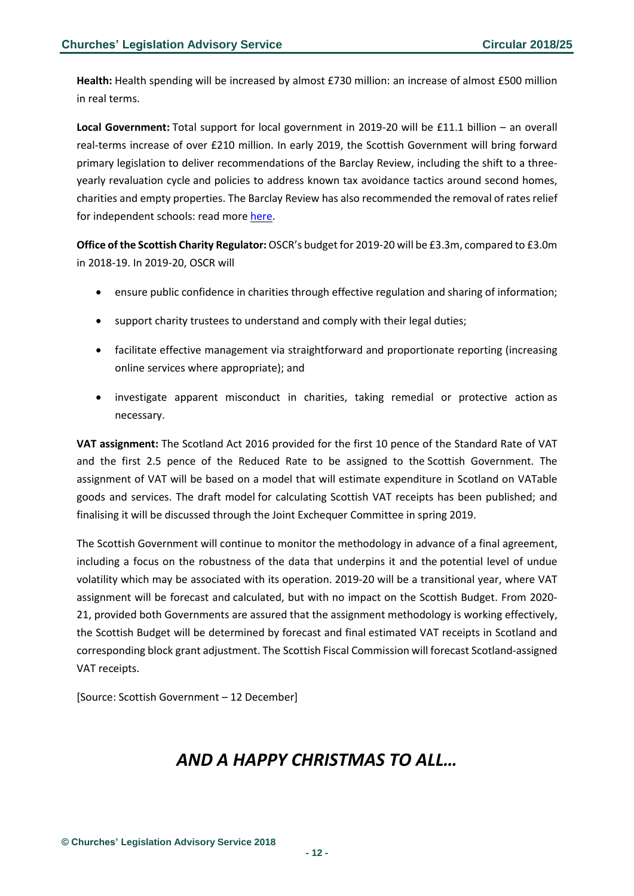**Health:** Health spending will be increased by almost £730 million: an increase of almost £500 million in real terms.

**Local Government:** Total support for local government in 2019-20 will be £11.1 billion – an overall real-terms increase of over £210 million. In early 2019, the Scottish Government will bring forward primary legislation to deliver recommendations of the Barclay Review, including the shift to a three-yearly revaluation cycle and policies to address known tax avoidance tactics around second homes, charities and empty properties. The Barclay Review has also recommended the removal of rates relief for independent schools: read more here.

**Office of the Scottish Charity Regulator:** OSCR's budget for 2019-20 will be £3.3m, compared to £3.0m in 2018-19. In 2019-20, OSCR will

- ensure public confidence in charities through effective regulation and sharing of information;
- support charity trustees to understand and comply with their legal duties;
- facilitate effective management via straightforward and proportionate reporting (increasing online services where appropriate); and
- investigate apparent misconduct in charities, taking remedial or protective action as necessary.

**VAT assignment:** The Scotland Act 2016 provided for the first 10 pence of the Standard Rate of VAT and the first 2.5 pence of the Reduced Rate to be assigned to the Scottish Government. The assignment of VAT will be based on a model that will estimate expenditure in Scotland on VATable goods and services. The draft model for calculating Scottish VAT receipts has been published; and finalising it will be discussed through the Joint Exchequer Committee in spring 2019.

The Scottish Government will continue to monitor the methodology in advance of a final agreement, including a focus on the robustness of the data that underpins it and the potential level of undue volatility which may be associated with its operation. 2019-20 will be a transitional year, where VAT assignment will be forecast and calculated, but with no impact on the Scottish Budget. From 2020-21, provided both Governments are assured that the assignment methodology is working effectively, the Scottish Budget will be determined by forecast and final estimated VAT receipts in Scotland and corresponding block grant adjustment. The Scottish Fiscal Commission will forecast Scotland-assigned VAT receipts.

[Source: Scottish Government – 12 December]

## *AND A HAPPY CHRISTMAS TO ALL…*